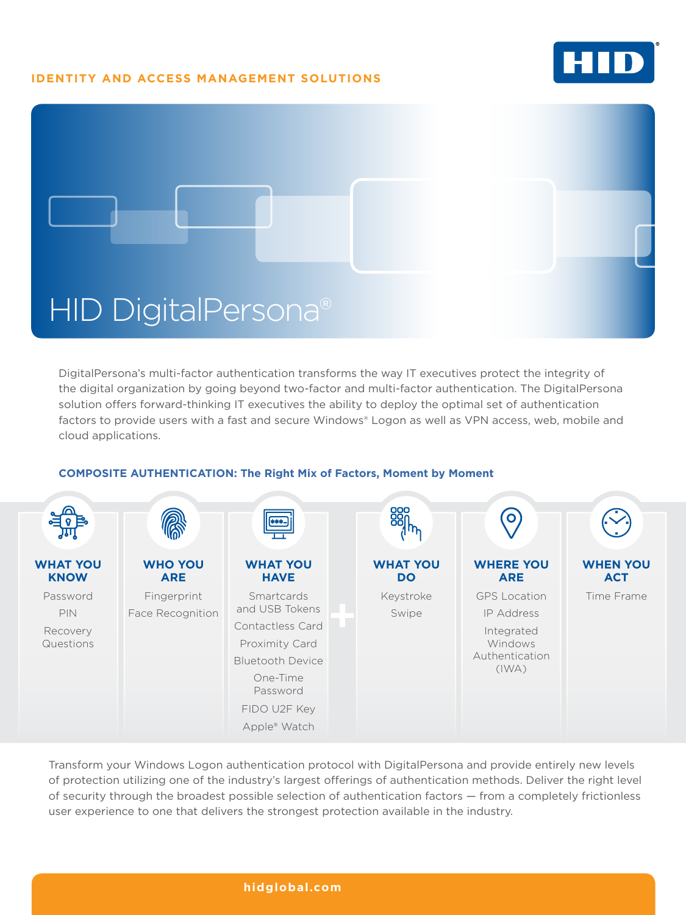IDENTITY AND ACCESS MANAGEMENT SOLUTIONS

# HID DigitalPersona®

DigitalPersona's multi-factor authentication transforms the way IT executives protect the integrity of the digital organization by going beyond two-factor and multi-factor authentication. The DigitalPersona solution offers forward-thinking IT executives the ability to deploy the optimal set of authentication factors to provide users with a fast and secure Windows® Logon as well as VPN access, web, mobile and cloud applications.

## COMPOSITE AUTHENTICATION: The Right Mix of Factors, Moment by Moment

| WHAT YOU KNOW | WHO YOU ARE | WHAT YOU HAVE | + | WHAT YOU DO | WHERE YOU ARE | WHEN YOU ACT |
|---|---|---|---|---|---|---|
| Password | Fingerprint | Smartcards and USB Tokens | | Keystroke | GPS Location | Time Frame |
| PIN | Face Recognition | Contactless Card | | Swipe | IP Address | |
| Recovery Questions | | Proximity Card | | | Integrated Windows Authentication (IWA) | |
| | | Bluetooth Device | | | | |
| | | One-Time Password | | | | |
| | | FIDO U2F Key | | | | |
| | | Apple® Watch | | | | |

Transform your Windows Logon authentication protocol with DigitalPersona and provide entirely new levels of protection utilizing one of the industry's largest offerings of authentication methods. Deliver the right level of security through the broadest possible selection of authentication factors — from a completely frictionless user experience to one that delivers the strongest protection available in the industry.

hidglobal.com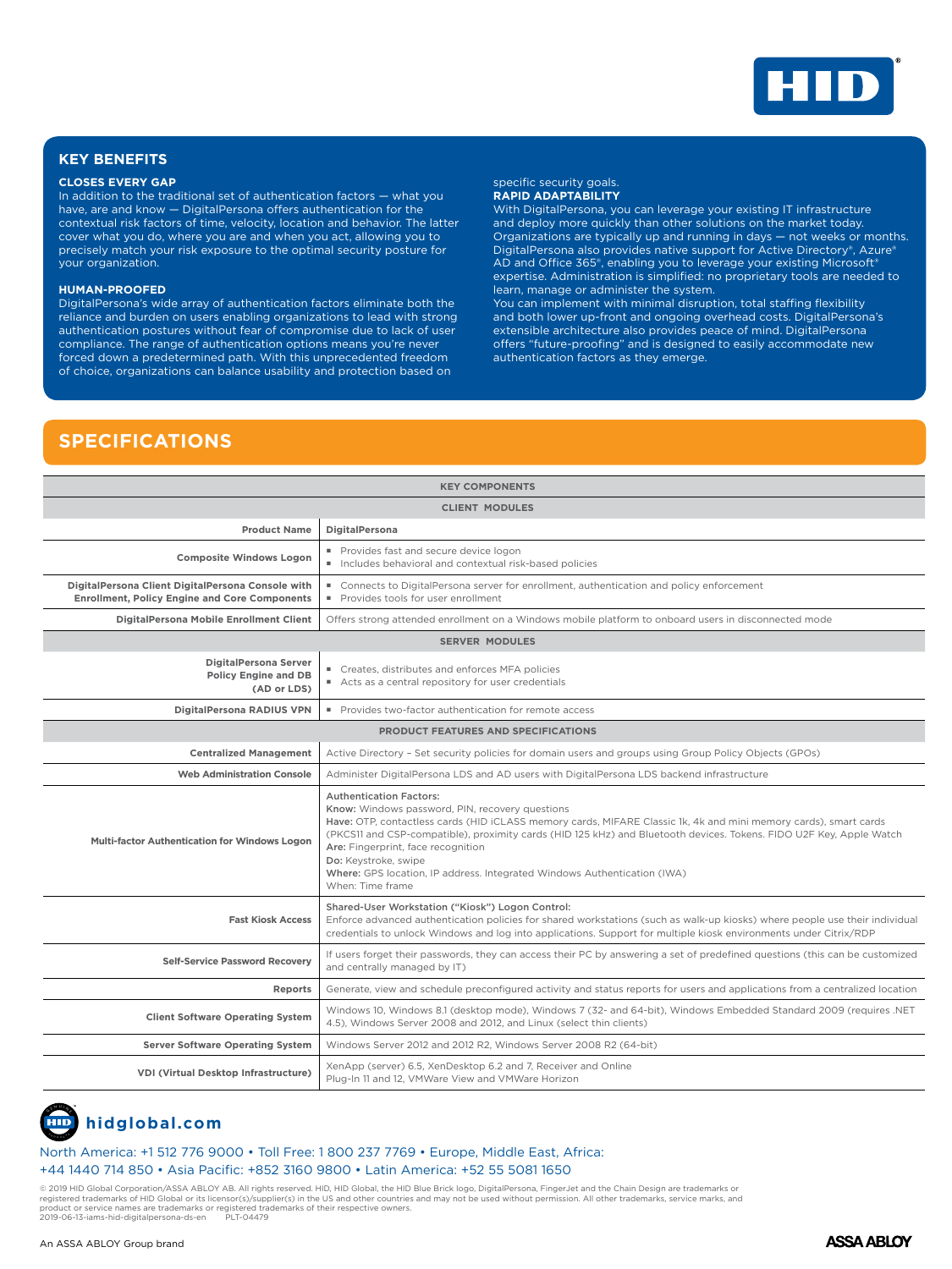## KEY BENEFITS

### CLOSES EVERY GAP

In addition to the traditional set of authentication factors — what you have, are and know — DigitalPersona offers authentication for the contextual risk factors of time, velocity, location and behavior. The latter cover what you do, where you are and when you act, allowing you to precisely match your risk exposure to the optimal security posture for your organization.

### HUMAN-PROOFED

DigitalPersona's wide array of authentication factors eliminate both the reliance and burden on users enabling organizations to lead with strong authentication postures without fear of compromise due to lack of user compliance. The range of authentication options means you're never forced down a predetermined path. With this unprecedented freedom of choice, organizations can balance usability and protection based on specific security goals.

### RAPID ADAPTABILITY

With DigitalPersona, you can leverage your existing IT infrastructure and deploy more quickly than other solutions on the market today. Organizations are typically up and running in days — not weeks or months. DigitalPersona also provides native support for Active Directory®, Azure® AD and Office 365®, enabling you to leverage your existing Microsoft® expertise. Administration is simplified: no proprietary tools are needed to learn, manage or administer the system.
You can implement with minimal disruption, total staffing flexibility and both lower up-front and ongoing overhead costs. DigitalPersona's extensible architecture also provides peace of mind. DigitalPersona offers "future-proofing" and is designed to easily accommodate new authentication factors as they emerge.

## SPECIFICATIONS

| | |
|---|---|
| **KEY COMPONENTS** | |
| **CLIENT MODULES** | |
| **Product Name** | **DigitalPersona** |
| **Composite Windows Logon** | ▪ Provides fast and secure device logon<br>▪ Includes behavioral and contextual risk-based policies |
| **DigitalPersona Client DigitalPersona Console with Enrollment, Policy Engine and Core Components** | ▪ Connects to DigitalPersona server for enrollment, authentication and policy enforcement<br>▪ Provides tools for user enrollment |
| **DigitalPersona Mobile Enrollment Client** | Offers strong attended enrollment on a Windows mobile platform to onboard users in disconnected mode |
| **SERVER MODULES** | |
| **DigitalPersona Server Policy Engine and DB (AD or LDS)** | ▪ Creates, distributes and enforces MFA policies<br>▪ Acts as a central repository for user credentials |
| **DigitalPersona RADIUS VPN** | ▪ Provides two-factor authentication for remote access |
| **PRODUCT FEATURES AND SPECIFICATIONS** | |
| **Centralized Management** | Active Directory – Set security policies for domain users and groups using Group Policy Objects (GPOs) |
| **Web Administration Console** | Administer DigitalPersona LDS and AD users with DigitalPersona LDS backend infrastructure |
| **Multi-factor Authentication for Windows Logon** | **Authentication Factors:**<br>**Know:** Windows password, PIN, recovery questions<br>**Have:** OTP, contactless cards (HID iCLASS memory cards, MIFARE Classic 1k, 4k and mini memory cards), smart cards (PKCS11 and CSP-compatible), proximity cards (HID 125 kHz) and Bluetooth devices. Tokens. FIDO U2F Key, Apple Watch<br>**Are:** Fingerprint, face recognition<br>**Do:** Keystroke, swipe<br>**Where:** GPS location, IP address. Integrated Windows Authentication (IWA)<br>When: Time frame |
| **Fast Kiosk Access** | **Shared-User Workstation ("Kiosk") Logon Control:**<br>Enforce advanced authentication policies for shared workstations (such as walk-up kiosks) where people use their individual credentials to unlock Windows and log into applications. Support for multiple kiosk environments under Citrix/RDP |
| **Self-Service Password Recovery** | If users forget their passwords, they can access their PC by answering a set of predefined questions (this can be customized and centrally managed by IT) |
| **Reports** | Generate, view and schedule preconfigured activity and status reports for users and applications from a centralized location |
| **Client Software Operating System** | Windows 10, Windows 8.1 (desktop mode), Windows 7 (32- and 64-bit), Windows Embedded Standard 2009 (requires .NET 4.5), Windows Server 2008 and 2012, and Linux (select thin clients) |
| **Server Software Operating System** | Windows Server 2012 and 2012 R2, Windows Server 2008 R2 (64-bit) |
| **VDI (Virtual Desktop Infrastructure)** | XenApp (server) 6.5, XenDesktop 6.2 and 7, Receiver and Online Plug-In 11 and 12, VMWare View and VMWare Horizon |

**hidglobal.com**

North America: +1 512 776 9000 • Toll Free: 1 800 237 7769 • Europe, Middle East, Africa: +44 1440 714 850 • Asia Pacific: +852 3160 9800 • Latin America: +52 55 5081 1650

© 2019 HID Global Corporation/ASSA ABLOY AB. All rights reserved. HID, HID Global, the HID Blue Brick logo, DigitalPersona, FingerJet and the Chain Design are trademarks or registered trademarks of HID Global or its licensor(s)/supplier(s) in the US and other countries and may not be used without permission. All other trademarks, service marks, and product or service names are trademarks or registered trademarks of their respective owners.
2019-06-13-iams-hid-digitalpersona-ds-en PLT-04479

An ASSA ABLOY Group brand

ASSA ABLOY